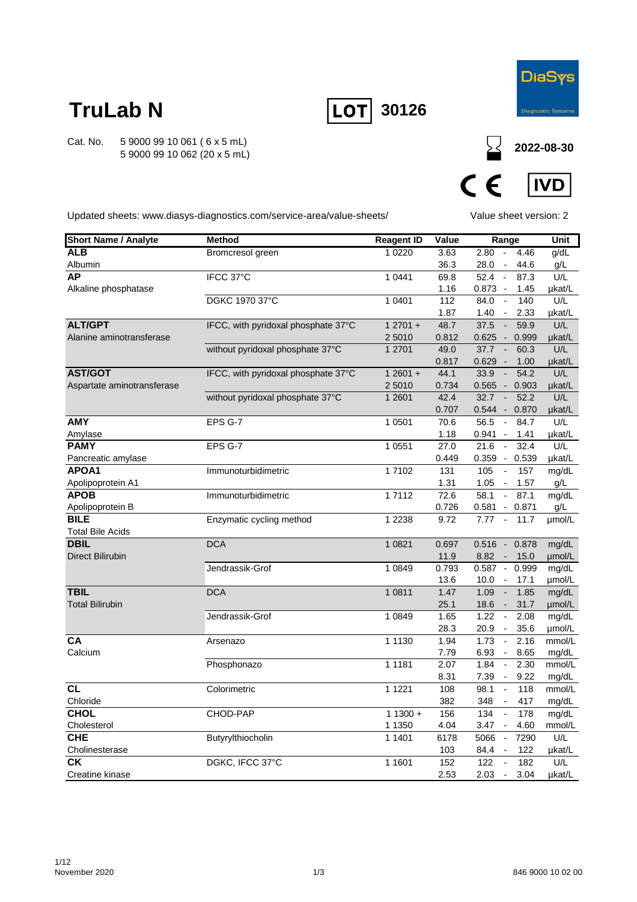# TruLab N

LOT 30126

DiaSys
Diagnostic Systems

Cat. No. 5 9000 99 10 061 ( 6 x 5 mL)
5 9000 99 10 062 (20 x 5 mL)

2022-08-30

CE IVD

Updated sheets: www.diasys-diagnostics.com/service-area/value-sheets/

Value sheet version: 2

| Short Name / Analyte | Method | Reagent ID | Value | Range | Unit |
|---|---|---|---|---|---|
| **ALB** | Bromcresol green | 1 0220 | 3.63 | 2.80 - 4.46 | g/dL |
| Albumin | | | 36.3 | 28.0 - 44.6 | g/L |
| **AP** | IFCC 37°C | 1 0441 | 69.8 | 52.4 - 87.3 | U/L |
| Alkaline phosphatase | | | 1.16 | 0.873 - 1.45 | µkat/L |
| | DGKC 1970 37°C | 1 0401 | 112 | 84.0 - 140 | U/L |
| | | | 1.87 | 1.40 - 2.33 | µkat/L |
| **ALT/GPT** | IFCC, with pyridoxal phosphate 37°C | 1 2701 + | 48.7 | 37.5 - 59.9 | U/L |
| Alanine aminotransferase | | 2 5010 | 0.812 | 0.625 - 0.999 | µkat/L |
| | without pyridoxal phosphate 37°C | 1 2701 | 49.0 | 37.7 - 60.3 | U/L |
| | | | 0.817 | 0.629 - 1.00 | µkat/L |
| **AST/GOT** | IFCC, with pyridoxal phosphate 37°C | 1 2601 + | 44.1 | 33.9 - 54.2 | U/L |
| Aspartate aminotransferase | | 2 5010 | 0.734 | 0.565 - 0.903 | µkat/L |
| | without pyridoxal phosphate 37°C | 1 2601 | 42.4 | 32.7 - 52.2 | U/L |
| | | | 0.707 | 0.544 - 0.870 | µkat/L |
| **AMY** | EPS G-7 | 1 0501 | 70.6 | 56.5 - 84.7 | U/L |
| Amylase | | | 1.18 | 0.941 - 1.41 | µkat/L |
| **PAMY** | EPS G-7 | 1 0551 | 27.0 | 21.6 - 32.4 | U/L |
| Pancreatic amylase | | | 0.449 | 0.359 - 0.539 | µkat/L |
| **APOA1** | Immunoturbidimetric | 1 7102 | 131 | 105 - 157 | mg/dL |
| Apolipoprotein A1 | | | 1.31 | 1.05 - 1.57 | g/L |
| **APOB** | Immunoturbidimetric | 1 7112 | 72.6 | 58.1 - 87.1 | mg/dL |
| Apolipoprotein B | | | 0.726 | 0.581 - 0.871 | g/L |
| **BILE** | Enzymatic cycling method | 1 2238 | 9.72 | 7.77 - 11.7 | µmol/L |
| Total Bile Acids | | | | | |
| **DBIL** | DCA | 1 0821 | 0.697 | 0.516 - 0.878 | mg/dL |
| Direct Bilirubin | | | 11.9 | 8.82 - 15.0 | µmol/L |
| | Jendrassik-Grof | 1 0849 | 0.793 | 0.587 - 0.999 | mg/dL |
| | | | 13.6 | 10.0 - 17.1 | µmol/L |
| **TBIL** | DCA | 1 0811 | 1.47 | 1.09 - 1.85 | mg/dL |
| Total Bilirubin | | | 25.1 | 18.6 - 31.7 | µmol/L |
| | Jendrassik-Grof | 1 0849 | 1.65 | 1.22 - 2.08 | mg/dL |
| | | | 28.3 | 20.9 - 35.6 | µmol/L |
| **CA** | Arsenazo | 1 1130 | 1.94 | 1.73 - 2.16 | mmol/L |
| Calcium | | | 7.79 | 6.93 - 8.65 | mg/dL |
| | Phosphonazo | 1 1181 | 2.07 | 1.84 - 2.30 | mmol/L |
| | | | 8.31 | 7.39 - 9.22 | mg/dL |
| **CL** | Colorimetric | 1 1221 | 108 | 98.1 - 118 | mmol/L |
| Chloride | | | 382 | 348 - 417 | mg/dL |
| **CHOL** | CHOD-PAP | 1 1300 + | 156 | 134 - 178 | mg/dL |
| Cholesterol | | 1 1350 | 4.04 | 3.47 - 4.60 | mmol/L |
| **CHE** | Butyrylthiocholin | 1 1401 | 6178 | 5066 - 7290 | U/L |
| Cholinesterase | | | 103 | 84.4 - 122 | µkat/L |
| **CK** | DGKC, IFCC 37°C | 1 1601 | 152 | 122 - 182 | U/L |
| Creatine kinase | | | 2.53 | 2.03 - 3.04 | µkat/L |

November 2020

846 9000 10 02 00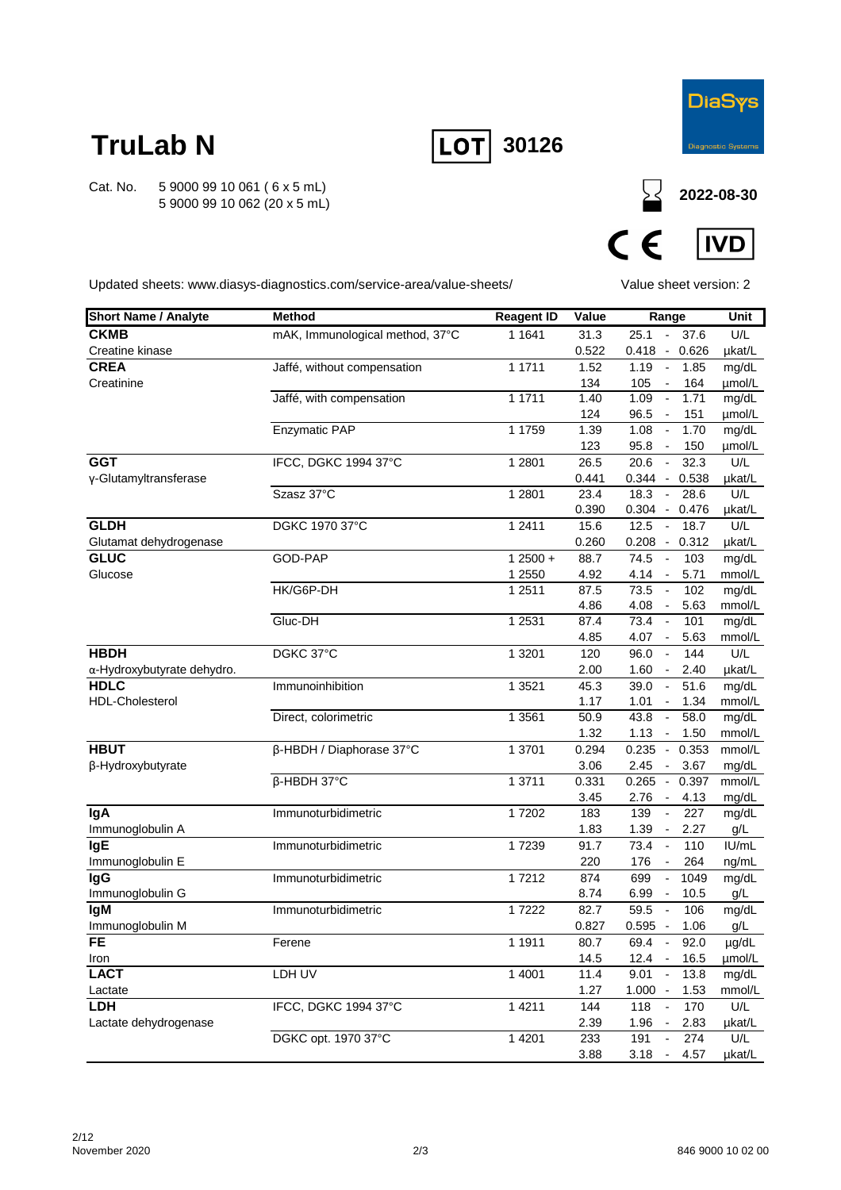# TruLab N

**LOT** 30126

DiaSys Diagnostic Systems

Cat. No. 5 9000 99 10 061 ( 6 x 5 mL)
5 9000 99 10 062 (20 x 5 mL)

2022-08-30

CE IVD

Updated sheets: www.diasys-diagnostics.com/service-area/value-sheets/

Value sheet version: 2

| Short Name / Analyte | Method | Reagent ID | Value | Range | Unit |
|---|---|---|---|---|---|
| **CKMB** | mAK, Immunological method, 37°C | 1 1641 | 31.3 | 25.1 - 37.6 | U/L |
| Creatine kinase | | | 0.522 | 0.418 - 0.626 | µkat/L |
| **CREA** | Jaffé, without compensation | 1 1711 | 1.52 | 1.19 - 1.85 | mg/dL |
| Creatinine | | | 134 | 105 - 164 | µmol/L |
| | Jaffé, with compensation | 1 1711 | 1.40 | 1.09 - 1.71 | mg/dL |
| | | | 124 | 96.5 - 151 | µmol/L |
| | Enzymatic PAP | 1 1759 | 1.39 | 1.08 - 1.70 | mg/dL |
| | | | 123 | 95.8 - 150 | µmol/L |
| **GGT** | IFCC, DGKC 1994 37°C | 1 2801 | 26.5 | 20.6 - 32.3 | U/L |
| γ-Glutamyltransferase | | | 0.441 | 0.344 - 0.538 | µkat/L |
| | Szasz 37°C | 1 2801 | 23.4 | 18.3 - 28.6 | U/L |
| | | | 0.390 | 0.304 - 0.476 | µkat/L |
| **GLDH** | DGKC 1970 37°C | 1 2411 | 15.6 | 12.5 - 18.7 | U/L |
| Glutamat dehydrogenase | | | 0.260 | 0.208 - 0.312 | µkat/L |
| **GLUC** | GOD-PAP | 1 2500 + | 88.7 | 74.5 - 103 | mg/dL |
| Glucose | | 1 2550 | 4.92 | 4.14 - 5.71 | mmol/L |
| | HK/G6P-DH | 1 2511 | 87.5 | 73.5 - 102 | mg/dL |
| | | | 4.86 | 4.08 - 5.63 | mmol/L |
| | Gluc-DH | 1 2531 | 87.4 | 73.4 - 101 | mg/dL |
| | | | 4.85 | 4.07 - 5.63 | mmol/L |
| **HBDH** | DGKC 37°C | 1 3201 | 120 | 96.0 - 144 | U/L |
| α-Hydroxybutyrate dehydro. | | | 2.00 | 1.60 - 2.40 | µkat/L |
| **HDLC** | Immunoinhibition | 1 3521 | 45.3 | 39.0 - 51.6 | mg/dL |
| HDL-Cholesterol | | | 1.17 | 1.01 - 1.34 | mmol/L |
| | Direct, colorimetric | 1 3561 | 50.9 | 43.8 - 58.0 | mg/dL |
| | | | 1.32 | 1.13 - 1.50 | mmol/L |
| **HBUT** | β-HBDH / Diaphorase 37°C | 1 3701 | 0.294 | 0.235 - 0.353 | mmol/L |
| β-Hydroxybutyrate | | | 3.06 | 2.45 - 3.67 | mg/dL |
| | β-HBDH 37°C | 1 3711 | 0.331 | 0.265 - 0.397 | mmol/L |
| | | | 3.45 | 2.76 - 4.13 | mg/dL |
| **IgA** | Immunoturbidimetric | 1 7202 | 183 | 139 - 227 | mg/dL |
| Immunoglobulin A | | | 1.83 | 1.39 - 2.27 | g/L |
| **IgE** | Immunoturbidimetric | 1 7239 | 91.7 | 73.4 - 110 | IU/mL |
| Immunoglobulin E | | | 220 | 176 - 264 | ng/mL |
| **IgG** | Immunoturbidimetric | 1 7212 | 874 | 699 - 1049 | mg/dL |
| Immunoglobulin G | | | 8.74 | 6.99 - 10.5 | g/L |
| **IgM** | Immunoturbidimetric | 1 7222 | 82.7 | 59.5 - 106 | mg/dL |
| Immunoglobulin M | | | 0.827 | 0.595 - 1.06 | g/L |
| **FE** | Ferene | 1 1911 | 80.7 | 69.4 - 92.0 | µg/dL |
| Iron | | | 14.5 | 12.4 - 16.5 | µmol/L |
| **LACT** | LDH UV | 1 4001 | 11.4 | 9.01 - 13.8 | mg/dL |
| Lactate | | | 1.27 | 1.000 - 1.53 | mmol/L |
| **LDH** | IFCC, DGKC 1994 37°C | 1 4211 | 144 | 118 - 170 | U/L |
| Lactate dehydrogenase | | | 2.39 | 1.96 - 2.83 | µkat/L |
| | DGKC opt. 1970 37°C | 1 4201 | 233 | 191 - 274 | U/L |
| | | | 3.88 | 3.18 - 4.57 | µkat/L |

November 2020

846 9000 10 02 00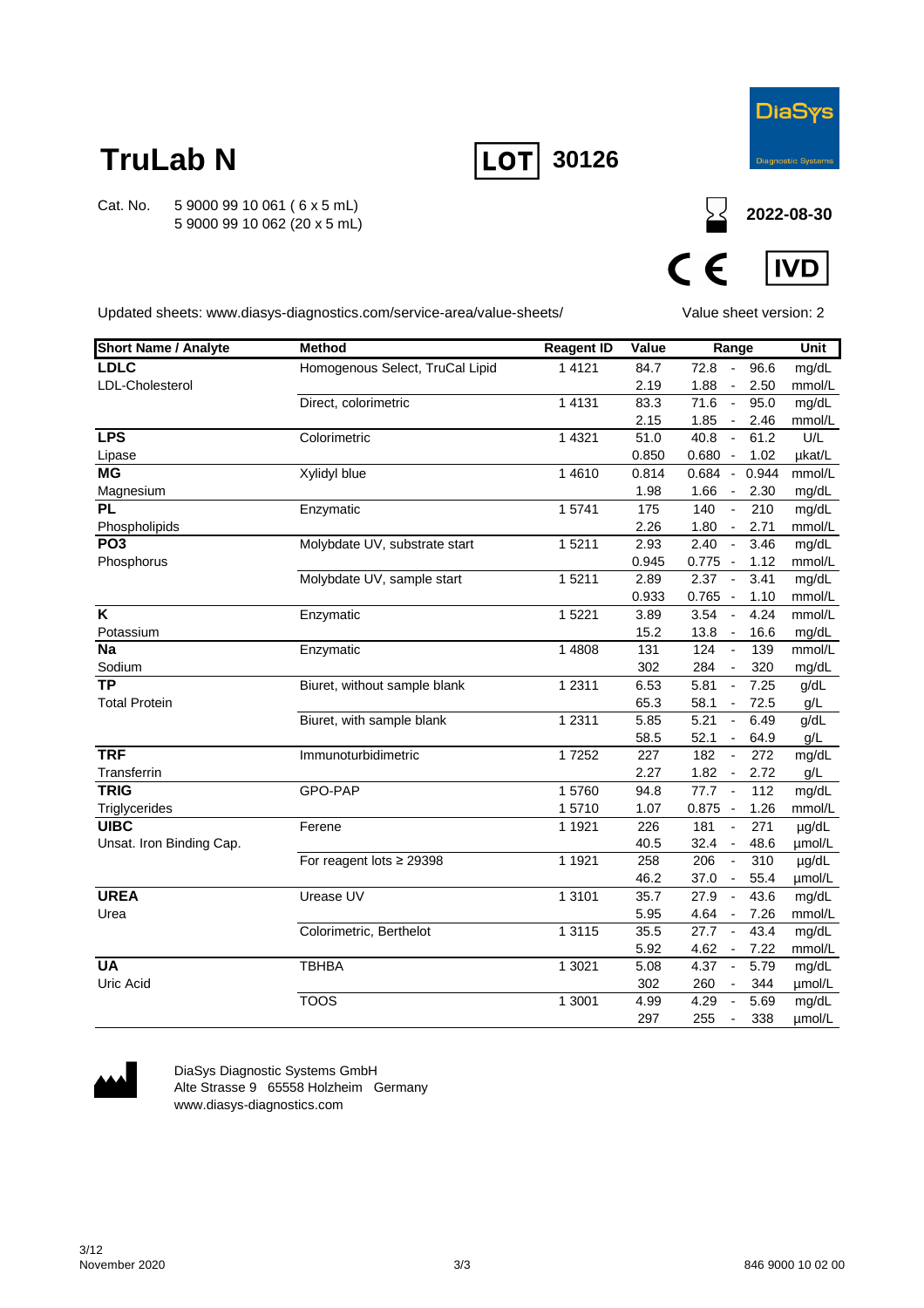# TruLab N

**LOT** 30126

DiaSys Diagnostic Systems

Cat. No. 5 9000 99 10 061 ( 6 x 5 mL)
5 9000 99 10 062 (20 x 5 mL)

2022-08-30

CE IVD

Updated sheets: www.diasys-diagnostics.com/service-area/value-sheets/

Value sheet version: 2

| Short Name / Analyte | Method | Reagent ID | Value | Range | Unit |
|---|---|---|---|---|---|
| **LDLC** | Homogenous Select, TruCal Lipid | 1 4121 | 84.7 | 72.8 - 96.6 | mg/dL |
| LDL-Cholesterol | | | 2.19 | 1.88 - 2.50 | mmol/L |
| | Direct, colorimetric | 1 4131 | 83.3 | 71.6 - 95.0 | mg/dL |
| | | | 2.15 | 1.85 - 2.46 | mmol/L |
| **LPS** | Colorimetric | 1 4321 | 51.0 | 40.8 - 61.2 | U/L |
| Lipase | | | 0.850 | 0.680 - 1.02 | µkat/L |
| **MG** | Xylidyl blue | 1 4610 | 0.814 | 0.684 - 0.944 | mmol/L |
| Magnesium | | | 1.98 | 1.66 - 2.30 | mg/dL |
| **PL** | Enzymatic | 1 5741 | 175 | 140 - 210 | mg/dL |
| Phospholipids | | | 2.26 | 1.80 - 2.71 | mmol/L |
| **PO3** | Molybdate UV, substrate start | 1 5211 | 2.93 | 2.40 - 3.46 | mg/dL |
| Phosphorus | | | 0.945 | 0.775 - 1.12 | mmol/L |
| | Molybdate UV, sample start | 1 5211 | 2.89 | 2.37 - 3.41 | mg/dL |
| | | | 0.933 | 0.765 - 1.10 | mmol/L |
| **K** | Enzymatic | 1 5221 | 3.89 | 3.54 - 4.24 | mmol/L |
| Potassium | | | 15.2 | 13.8 - 16.6 | mg/dL |
| **Na** | Enzymatic | 1 4808 | 131 | 124 - 139 | mmol/L |
| Sodium | | | 302 | 284 - 320 | mg/dL |
| **TP** | Biuret, without sample blank | 1 2311 | 6.53 | 5.81 - 7.25 | g/dL |
| Total Protein | | | 65.3 | 58.1 - 72.5 | g/L |
| | Biuret, with sample blank | 1 2311 | 5.85 | 5.21 - 6.49 | g/dL |
| | | | 58.5 | 52.1 - 64.9 | g/L |
| **TRF** | Immunoturbidimetric | 1 7252 | 227 | 182 - 272 | mg/dL |
| Transferrin | | | 2.27 | 1.82 - 2.72 | g/L |
| **TRIG** | GPO-PAP | 1 5760 | 94.8 | 77.7 - 112 | mg/dL |
| Triglycerides | | 1 5710 | 1.07 | 0.875 - 1.26 | mmol/L |
| **UIBC** | Ferene | 1 1921 | 226 | 181 - 271 | µg/dL |
| Unsat. Iron Binding Cap. | | | 40.5 | 32.4 - 48.6 | µmol/L |
| | For reagent lots ≥ 29398 | 1 1921 | 258 | 206 - 310 | µg/dL |
| | | | 46.2 | 37.0 - 55.4 | µmol/L |
| **UREA** | Urease UV | 1 3101 | 35.7 | 27.9 - 43.6 | mg/dL |
| Urea | | | 5.95 | 4.64 - 7.26 | mmol/L |
| | Colorimetric, Berthelot | 1 3115 | 35.5 | 27.7 - 43.4 | mg/dL |
| | | | 5.92 | 4.62 - 7.22 | mmol/L |
| **UA** | TBHBA | 1 3021 | 5.08 | 4.37 - 5.79 | mg/dL |
| Uric Acid | | | 302 | 260 - 344 | µmol/L |
| | TOOS | 1 3001 | 4.99 | 4.29 - 5.69 | mg/dL |
| | | | 297 | 255 - 338 | µmol/L |

DiaSys Diagnostic Systems GmbH
Alte Strasse 9 65558 Holzheim Germany
www.diasys-diagnostics.com

3/12
November 2020

846 9000 10 02 00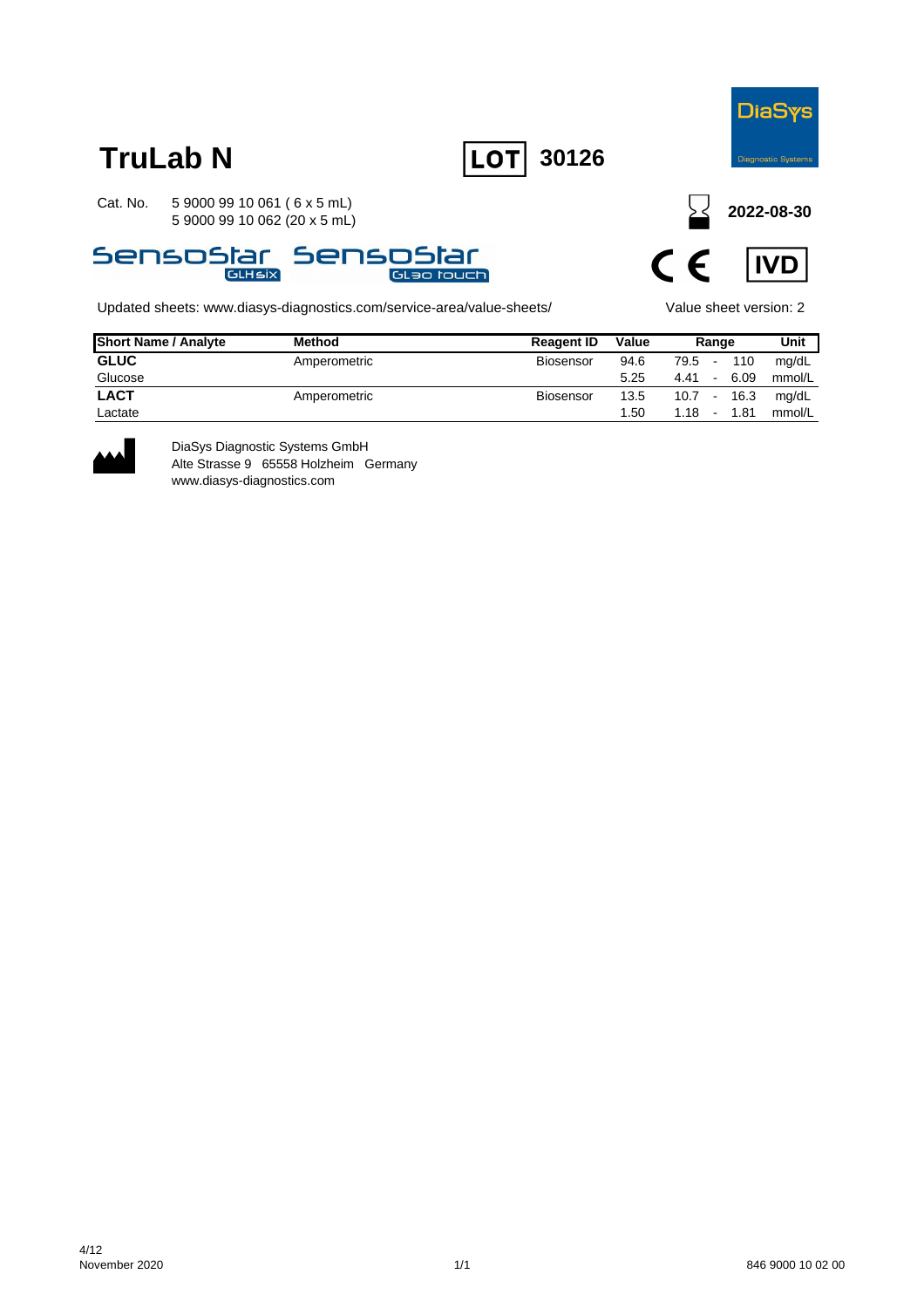# TruLab N

**LOT** 30126

DiaSys
Diagnostic Systems

Cat. No. 5 9000 99 10 061 ( 6 x 5 mL)
5 9000 99 10 062 (20 x 5 mL)

**2022-08-30**

SensoStar GLHsix SensoStar GL30 touch

CE IVD

Updated sheets: www.diasys-diagnostics.com/service-area/value-sheets/

Value sheet version: 2

| Short Name / Analyte | Method | Reagent ID | Value | Range | Unit |
|---|---|---|---|---|---|
| **GLUC** | Amperometric | Biosensor | 94.6 | 79.5 - 110 | mg/dL |
| Glucose | | | 5.25 | 4.41 - 6.09 | mmol/L |
| **LACT** | Amperometric | Biosensor | 13.5 | 10.7 - 16.3 | mg/dL |
| Lactate | | | 1.50 | 1.18 - 1.81 | mmol/L |

DiaSys Diagnostic Systems GmbH
Alte Strasse 9 65558 Holzheim Germany
www.diasys-diagnostics.com

November 2020

846 9000 10 02 00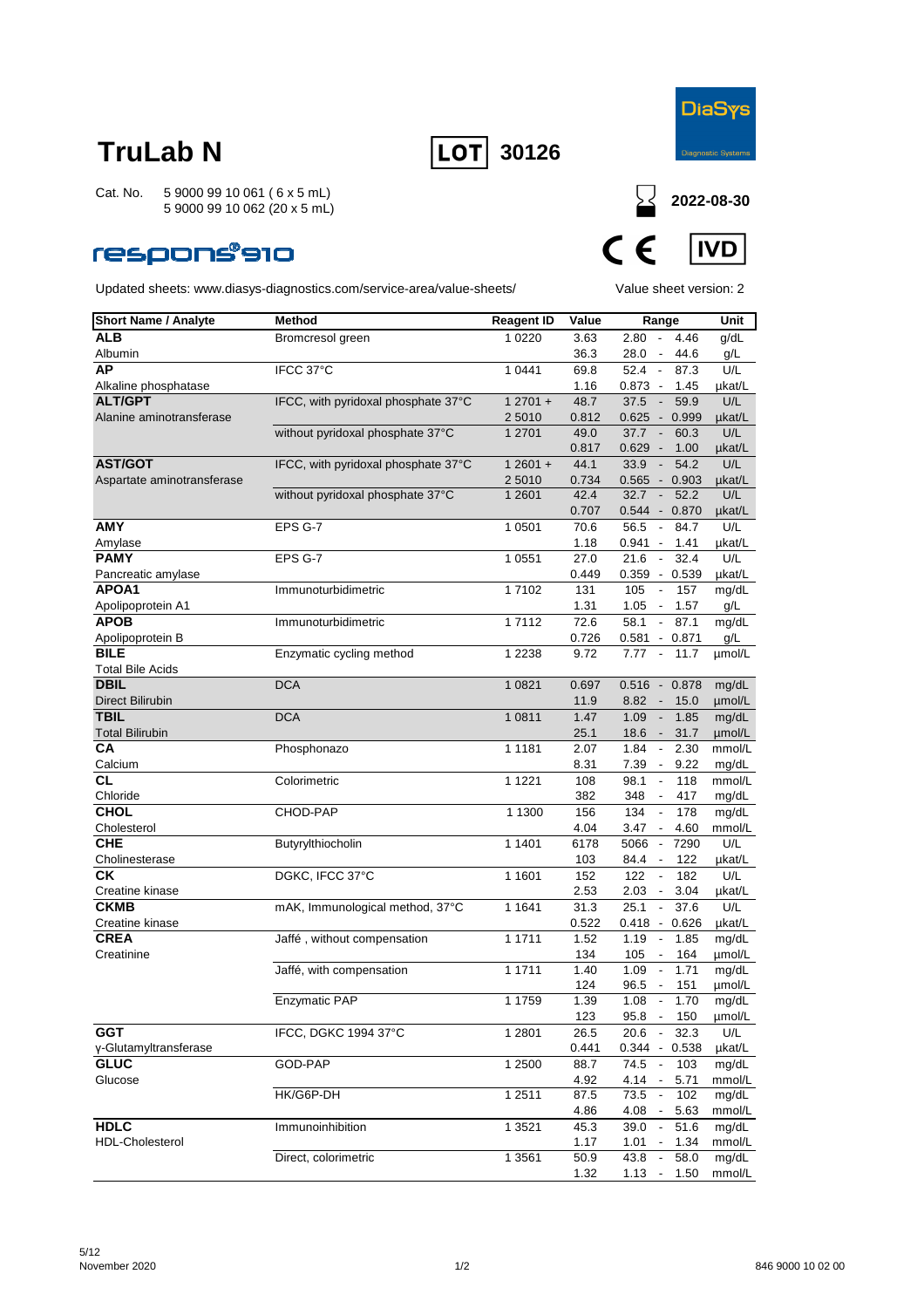# TruLab N

**LOT** 30126

DiaSys
Diagnostic Systems

Cat. No. 5 9000 99 10 061 ( 6 x 5 mL)
5 9000 99 10 062 (20 x 5 mL)

2022-08-30

respons®910

CE IVD

Updated sheets: www.diasys-diagnostics.com/service-area/value-sheets/

Value sheet version: 2

| Short Name / Analyte | Method | Reagent ID | Value | Range | Unit |
|---|---|---|---|---|---|
| **ALB** | Bromcresol green | 1 0220 | 3.63 | 2.80 - 4.46 | g/dL |
| Albumin | | | 36.3 | 28.0 - 44.6 | g/L |
| **AP** | IFCC 37°C | 1 0441 | 69.8 | 52.4 - 87.3 | U/L |
| Alkaline phosphatase | | | 1.16 | 0.873 - 1.45 | µkat/L |
| **ALT/GPT** | IFCC, with pyridoxal phosphate 37°C | 1 2701 + | 48.7 | 37.5 - 59.9 | U/L |
| Alanine aminotransferase | | 2 5010 | 0.812 | 0.625 - 0.999 | µkat/L |
| | without pyridoxal phosphate 37°C | 1 2701 | 49.0 | 37.7 - 60.3 | U/L |
| | | | 0.817 | 0.629 - 1.00 | µkat/L |
| **AST/GOT** | IFCC, with pyridoxal phosphate 37°C | 1 2601 + | 44.1 | 33.9 - 54.2 | U/L |
| Aspartate aminotransferase | | 2 5010 | 0.734 | 0.565 - 0.903 | µkat/L |
| | without pyridoxal phosphate 37°C | 1 2601 | 42.4 | 32.7 - 52.2 | U/L |
| | | | 0.707 | 0.544 - 0.870 | µkat/L |
| **AMY** | EPS G-7 | 1 0501 | 70.6 | 56.5 - 84.7 | U/L |
| Amylase | | | 1.18 | 0.941 - 1.41 | µkat/L |
| **PAMY** | EPS G-7 | 1 0551 | 27.0 | 21.6 - 32.4 | U/L |
| Pancreatic amylase | | | 0.449 | 0.359 - 0.539 | µkat/L |
| **APOA1** | Immunoturbidimetric | 1 7102 | 131 | 105 - 157 | mg/dL |
| Apolipoprotein A1 | | | 1.31 | 1.05 - 1.57 | g/L |
| **APOB** | Immunoturbidimetric | 1 7112 | 72.6 | 58.1 - 87.1 | mg/dL |
| Apolipoprotein B | | | 0.726 | 0.581 - 0.871 | g/L |
| **BILE** | Enzymatic cycling method | 1 2238 | 9.72 | 7.77 - 11.7 | µmol/L |
| Total Bile Acids | | | | | |
| **DBIL** | DCA | 1 0821 | 0.697 | 0.516 - 0.878 | mg/dL |
| Direct Bilirubin | | | 11.9 | 8.82 - 15.0 | µmol/L |
| **TBIL** | DCA | 1 0811 | 1.47 | 1.09 - 1.85 | mg/dL |
| Total Bilirubin | | | 25.1 | 18.6 - 31.7 | µmol/L |
| **CA** | Phosphonazo | 1 1181 | 2.07 | 1.84 - 2.30 | mmol/L |
| Calcium | | | 8.31 | 7.39 - 9.22 | mg/dL |
| **CL** | Colorimetric | 1 1221 | 108 | 98.1 - 118 | mmol/L |
| Chloride | | | 382 | 348 - 417 | mg/dL |
| **CHOL** | CHOD-PAP | 1 1300 | 156 | 134 - 178 | mg/dL |
| Cholesterol | | | 4.04 | 3.47 - 4.60 | mmol/L |
| **CHE** | Butyrylthiocholin | 1 1401 | 6178 | 5066 - 7290 | U/L |
| Cholinesterase | | | 103 | 84.4 - 122 | µkat/L |
| **CK** | DGKC, IFCC 37°C | 1 1601 | 152 | 122 - 182 | U/L |
| Creatine kinase | | | 2.53 | 2.03 - 3.04 | µkat/L |
| **CKMB** | mAK, Immunological method, 37°C | 1 1641 | 31.3 | 25.1 - 37.6 | U/L |
| Creatine kinase | | | 0.522 | 0.418 - 0.626 | µkat/L |
| **CREA** | Jaffé , without compensation | 1 1711 | 1.52 | 1.19 - 1.85 | mg/dL |
| Creatinine | | | 134 | 105 - 164 | µmol/L |
| | Jaffé, with compensation | 1 1711 | 1.40 | 1.09 - 1.71 | mg/dL |
| | | | 124 | 96.5 - 151 | µmol/L |
| | Enzymatic PAP | 1 1759 | 1.39 | 1.08 - 1.70 | mg/dL |
| | | | 123 | 95.8 - 150 | µmol/L |
| **GGT** | IFCC, DGKC 1994 37°C | 1 2801 | 26.5 | 20.6 - 32.3 | U/L |
| γ-Glutamyltransferase | | | 0.441 | 0.344 - 0.538 | µkat/L |
| **GLUC** | GOD-PAP | 1 2500 | 88.7 | 74.5 - 103 | mg/dL |
| Glucose | | | 4.92 | 4.14 - 5.71 | mmol/L |
| | HK/G6P-DH | 1 2511 | 87.5 | 73.5 - 102 | mg/dL |
| | | | 4.86 | 4.08 - 5.63 | mmol/L |
| **HDLC** | Immunoinhibition | 1 3521 | 45.3 | 39.0 - 51.6 | mg/dL |
| HDL-Cholesterol | | | 1.17 | 1.01 - 1.34 | mmol/L |
| | Direct, colorimetric | 1 3561 | 50.9 | 43.8 - 58.0 | mg/dL |
| | | | 1.32 | 1.13 - 1.50 | mmol/L |

November 2020

846 9000 10 02 00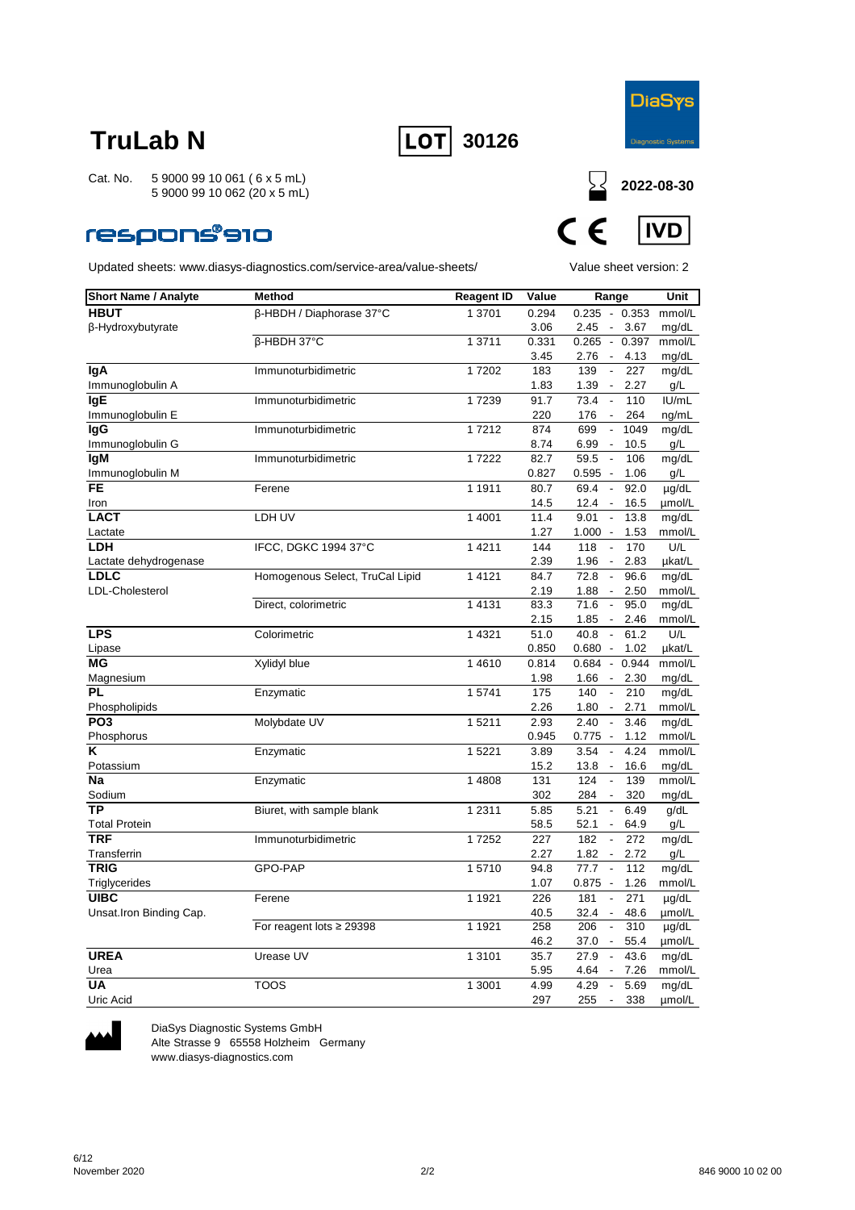# TruLab N

**LOT** 30126

Cat. No. 5 9000 99 10 061 ( 6 x 5 mL)
5 9000 99 10 062 (20 x 5 mL)

2022-08-30

respons®910

Updated sheets: www.diasys-diagnostics.com/service-area/value-sheets/

Value sheet version: 2

| Short Name / Analyte | Method | Reagent ID | Value | Range | Unit |
|---|---|---|---|---|---|
| **HBUT** | β-HBDH / Diaphorase 37°C | 1 3701 | 0.294 | 0.235 - 0.353 | mmol/L |
| β-Hydroxybutyrate | | | 3.06 | 2.45 - 3.67 | mg/dL |
| | β-HBDH 37°C | 1 3711 | 0.331 | 0.265 - 0.397 | mmol/L |
| | | | 3.45 | 2.76 - 4.13 | mg/dL |
| **IgA** | Immunoturbidimetric | 1 7202 | 183 | 139 - 227 | mg/dL |
| Immunoglobulin A | | | 1.83 | 1.39 - 2.27 | g/L |
| **IgE** | Immunoturbidimetric | 1 7239 | 91.7 | 73.4 - 110 | IU/mL |
| Immunoglobulin E | | | 220 | 176 - 264 | ng/mL |
| **IgG** | Immunoturbidimetric | 1 7212 | 874 | 699 - 1049 | mg/dL |
| Immunoglobulin G | | | 8.74 | 6.99 - 10.5 | g/L |
| **IgM** | Immunoturbidimetric | 1 7222 | 82.7 | 59.5 - 106 | mg/dL |
| Immunoglobulin M | | | 0.827 | 0.595 - 1.06 | g/L |
| **FE** | Ferene | 1 1911 | 80.7 | 69.4 - 92.0 | µg/dL |
| Iron | | | 14.5 | 12.4 - 16.5 | µmol/L |
| **LACT** | LDH UV | 1 4001 | 11.4 | 9.01 - 13.8 | mg/dL |
| Lactate | | | 1.27 | 1.000 - 1.53 | mmol/L |
| **LDH** | IFCC, DGKC 1994 37°C | 1 4211 | 144 | 118 - 170 | U/L |
| Lactate dehydrogenase | | | 2.39 | 1.96 - 2.83 | µkat/L |
| **LDLC** | Homogenous Select, TruCal Lipid | 1 4121 | 84.7 | 72.8 - 96.6 | mg/dL |
| LDL-Cholesterol | | | 2.19 | 1.88 - 2.50 | mmol/L |
| | Direct, colorimetric | 1 4131 | 83.3 | 71.6 - 95.0 | mg/dL |
| | | | 2.15 | 1.85 - 2.46 | mmol/L |
| **LPS** | Colorimetric | 1 4321 | 51.0 | 40.8 - 61.2 | U/L |
| Lipase | | | 0.850 | 0.680 - 1.02 | µkat/L |
| **MG** | Xylidyl blue | 1 4610 | 0.814 | 0.684 - 0.944 | mmol/L |
| Magnesium | | | 1.98 | 1.66 - 2.30 | mg/dL |
| **PL** | Enzymatic | 1 5741 | 175 | 140 - 210 | mg/dL |
| Phospholipids | | | 2.26 | 1.80 - 2.71 | mmol/L |
| **PO3** | Molybdate UV | 1 5211 | 2.93 | 2.40 - 3.46 | mg/dL |
| Phosphorus | | | 0.945 | 0.775 - 1.12 | mmol/L |
| **K** | Enzymatic | 1 5221 | 3.89 | 3.54 - 4.24 | mmol/L |
| Potassium | | | 15.2 | 13.8 - 16.6 | mg/dL |
| **Na** | Enzymatic | 1 4808 | 131 | 124 - 139 | mmol/L |
| Sodium | | | 302 | 284 - 320 | mg/dL |
| **TP** | Biuret, with sample blank | 1 2311 | 5.85 | 5.21 - 6.49 | g/dL |
| Total Protein | | | 58.5 | 52.1 - 64.9 | g/L |
| **TRF** | Immunoturbidimetric | 1 7252 | 227 | 182 - 272 | mg/dL |
| Transferrin | | | 2.27 | 1.82 - 2.72 | g/L |
| **TRIG** | GPO-PAP | 1 5710 | 94.8 | 77.7 - 112 | mg/dL |
| Triglycerides | | | 1.07 | 0.875 - 1.26 | mmol/L |
| **UIBC** | Ferene | 1 1921 | 226 | 181 - 271 | µg/dL |
| Unsat.Iron Binding Cap. | | | 40.5 | 32.4 - 48.6 | µmol/L |
| | For reagent lots ≥ 29398 | 1 1921 | 258 | 206 - 310 | µg/dL |
| | | | 46.2 | 37.0 - 55.4 | µmol/L |
| **UREA** | Urease UV | 1 3101 | 35.7 | 27.9 - 43.6 | mg/dL |
| Urea | | | 5.95 | 4.64 - 7.26 | mmol/L |
| **UA** | TOOS | 1 3001 | 4.99 | 4.29 - 5.69 | mg/dL |
| Uric Acid | | | 297 | 255 - 338 | µmol/L |

DiaSys Diagnostic Systems GmbH
Alte Strasse 9 65558 Holzheim Germany
www.diasys-diagnostics.com

November 2020

846 9000 10 02 00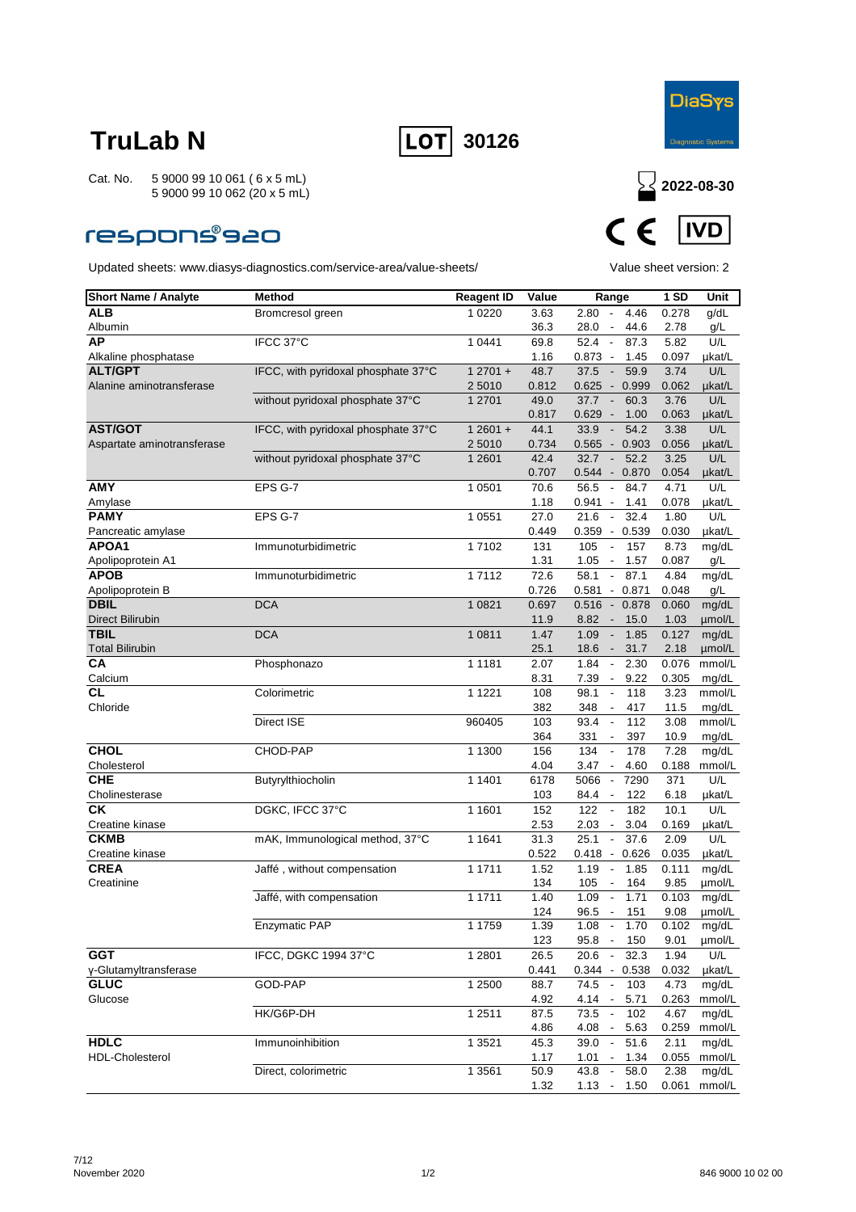# TruLab N

**LOT** 30126

Cat. No. 5 9000 99 10 061 ( 6 x 5 mL)
5 9000 99 10 062 (20 x 5 mL)

DiaSys Diagnostic Systems

**2022-08-30**

respons®920

CE IVD

Updated sheets: www.diasys-diagnostics.com/service-area/value-sheets/

Value sheet version: 2

| Short Name / Analyte | Method | Reagent ID | Value | Range | 1 SD | Unit |
|---|---|---|---|---|---|---|
| **ALB** | Bromcresol green | 1 0220 | 3.63 | 2.80 - 4.46 | 0.278 | g/dL |
| Albumin | | | 36.3 | 28.0 - 44.6 | 2.78 | g/L |
| **AP** | IFCC 37°C | 1 0441 | 69.8 | 52.4 - 87.3 | 5.82 | U/L |
| Alkaline phosphatase | | | 1.16 | 0.873 - 1.45 | 0.097 | µkat/L |
| **ALT/GPT** | IFCC, with pyridoxal phosphate 37°C | 1 2701 + | 48.7 | 37.5 - 59.9 | 3.74 | U/L |
| Alanine aminotransferase | | 2 5010 | 0.812 | 0.625 - 0.999 | 0.062 | µkat/L |
| | without pyridoxal phosphate 37°C | 1 2701 | 49.0 | 37.7 - 60.3 | 3.76 | U/L |
| | | | 0.817 | 0.629 - 1.00 | 0.063 | µkat/L |
| **AST/GOT** | IFCC, with pyridoxal phosphate 37°C | 1 2601 + | 44.1 | 33.9 - 54.2 | 3.38 | U/L |
| Aspartate aminotransferase | | 2 5010 | 0.734 | 0.565 - 0.903 | 0.056 | µkat/L |
| | without pyridoxal phosphate 37°C | 1 2601 | 42.4 | 32.7 - 52.2 | 3.25 | U/L |
| | | | 0.707 | 0.544 - 0.870 | 0.054 | µkat/L |
| **AMY** | EPS G-7 | 1 0501 | 70.6 | 56.5 - 84.7 | 4.71 | U/L |
| Amylase | | | 1.18 | 0.941 - 1.41 | 0.078 | µkat/L |
| **PAMY** | EPS G-7 | 1 0551 | 27.0 | 21.6 - 32.4 | 1.80 | U/L |
| Pancreatic amylase | | | 0.449 | 0.359 - 0.539 | 0.030 | µkat/L |
| **APOA1** | Immunoturbidimetric | 1 7102 | 131 | 105 - 157 | 8.73 | mg/dL |
| Apolipoprotein A1 | | | 1.31 | 1.05 - 1.57 | 0.087 | g/L |
| **APOB** | Immunoturbidimetric | 1 7112 | 72.6 | 58.1 - 87.1 | 4.84 | mg/dL |
| Apolipoprotein B | | | 0.726 | 0.581 - 0.871 | 0.048 | g/L |
| **DBIL** | DCA | 1 0821 | 0.697 | 0.516 - 0.878 | 0.060 | mg/dL |
| Direct Bilirubin | | | 11.9 | 8.82 - 15.0 | 1.03 | µmol/L |
| **TBIL** | DCA | 1 0811 | 1.47 | 1.09 - 1.85 | 0.127 | mg/dL |
| Total Bilirubin | | | 25.1 | 18.6 - 31.7 | 2.18 | µmol/L |
| **CA** | Phosphonazo | 1 1181 | 2.07 | 1.84 - 2.30 | 0.076 | mmol/L |
| Calcium | | | 8.31 | 7.39 - 9.22 | 0.305 | mg/dL |
| **CL** | Colorimetric | 1 1221 | 108 | 98.1 - 118 | 3.23 | mmol/L |
| Chloride | | | 382 | 348 - 417 | 11.5 | mg/dL |
| | Direct ISE | 960405 | 103 | 93.4 - 112 | 3.08 | mmol/L |
| | | | 364 | 331 - 397 | 10.9 | mg/dL |
| **CHOL** | CHOD-PAP | 1 1300 | 156 | 134 - 178 | 7.28 | mg/dL |
| Cholesterol | | | 4.04 | 3.47 - 4.60 | 0.188 | mmol/L |
| **CHE** | Butyrylthiocholin | 1 1401 | 6178 | 5066 - 7290 | 371 | U/L |
| Cholinesterase | | | 103 | 84.4 - 122 | 6.18 | µkat/L |
| **CK** | DGKC, IFCC 37°C | 1 1601 | 152 | 122 - 182 | 10.1 | U/L |
| Creatine kinase | | | 2.53 | 2.03 - 3.04 | 0.169 | µkat/L |
| **CKMB** | mAK, Immunological method, 37°C | 1 1641 | 31.3 | 25.1 - 37.6 | 2.09 | U/L |
| Creatine kinase | | | 0.522 | 0.418 - 0.626 | 0.035 | µkat/L |
| **CREA** | Jaffé , without compensation | 1 1711 | 1.52 | 1.19 - 1.85 | 0.111 | mg/dL |
| Creatinine | | | 134 | 105 - 164 | 9.85 | µmol/L |
| | Jaffé, with compensation | 1 1711 | 1.40 | 1.09 - 1.71 | 0.103 | mg/dL |
| | | | 124 | 96.5 - 151 | 9.08 | µmol/L |
| | Enzymatic PAP | 1 1759 | 1.39 | 1.08 - 1.70 | 0.102 | mg/dL |
| | | | 123 | 95.8 - 150 | 9.01 | µmol/L |
| **GGT** | IFCC, DGKC 1994 37°C | 1 2801 | 26.5 | 20.6 - 32.3 | 1.94 | U/L |
| γ-Glutamyltransferase | | | 0.441 | 0.344 - 0.538 | 0.032 | µkat/L |
| **GLUC** | GOD-PAP | 1 2500 | 88.7 | 74.5 - 103 | 4.73 | mg/dL |
| Glucose | | | 4.92 | 4.14 - 5.71 | 0.263 | mmol/L |
| | HK/G6P-DH | 1 2511 | 87.5 | 73.5 - 102 | 4.67 | mg/dL |
| | | | 4.86 | 4.08 - 5.63 | 0.259 | mmol/L |
| **HDLC** | Immunoinhibition | 1 3521 | 45.3 | 39.0 - 51.6 | 2.11 | mg/dL |
| HDL-Cholesterol | | | 1.17 | 1.01 - 1.34 | 0.055 | mmol/L |
| | Direct, colorimetric | 1 3561 | 50.9 | 43.8 - 58.0 | 2.38 | mg/dL |
| | | | 1.32 | 1.13 - 1.50 | 0.061 | mmol/L |

November 2020

846 9000 10 02 00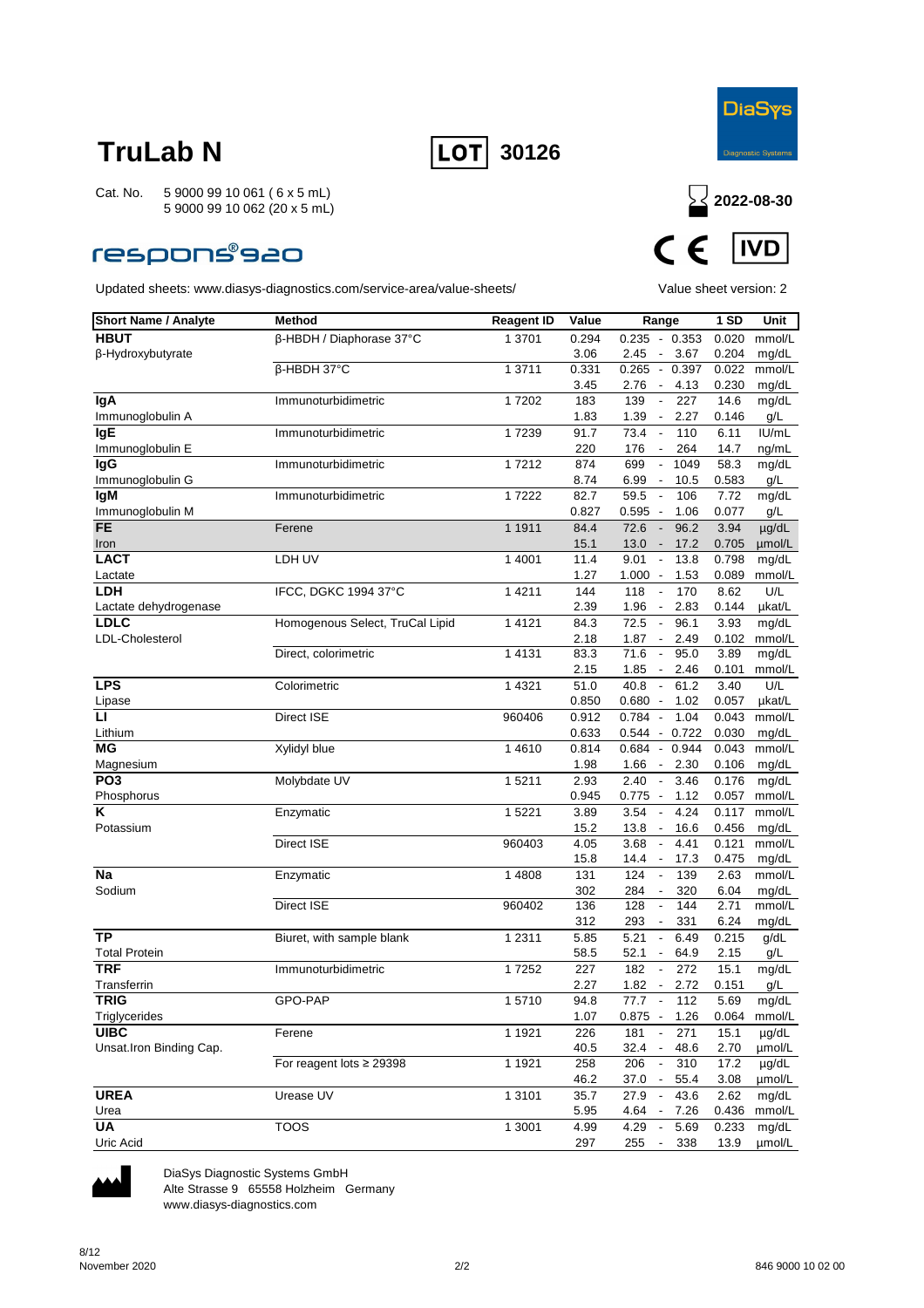# TruLab N

**LOT** 30126

Cat. No. 5 9000 99 10 061 ( 6 x 5 mL)
5 9000 99 10 062 (20 x 5 mL)

2022-08-30

respons®920

CE IVD

Updated sheets: www.diasys-diagnostics.com/service-area/value-sheets/

Value sheet version: 2

| Short Name / Analyte | Method | Reagent ID | Value | Range | 1 SD | Unit |
|---|---|---|---|---|---|---|
| **HBUT** | β-HBDH / Diaphorase 37°C | 1 3701 | 0.294 | 0.235 - 0.353 | 0.020 | mmol/L |
| β-Hydroxybutyrate | | | 3.06 | 2.45 - 3.67 | 0.204 | mg/dL |
| | β-HBDH 37°C | 1 3711 | 0.331 | 0.265 - 0.397 | 0.022 | mmol/L |
| | | | 3.45 | 2.76 - 4.13 | 0.230 | mg/dL |
| **IgA** | Immunoturbidimetric | 1 7202 | 183 | 139 - 227 | 14.6 | mg/dL |
| Immunoglobulin A | | | 1.83 | 1.39 - 2.27 | 0.146 | g/L |
| **IgE** | Immunoturbidimetric | 1 7239 | 91.7 | 73.4 - 110 | 6.11 | IU/mL |
| Immunoglobulin E | | | 220 | 176 - 264 | 14.7 | ng/mL |
| **IgG** | Immunoturbidimetric | 1 7212 | 874 | 699 - 1049 | 58.3 | mg/dL |
| Immunoglobulin G | | | 8.74 | 6.99 - 10.5 | 0.583 | g/L |
| **IgM** | Immunoturbidimetric | 1 7222 | 82.7 | 59.5 - 106 | 7.72 | mg/dL |
| Immunoglobulin M | | | 0.827 | 0.595 - 1.06 | 0.077 | g/L |
| **FE** | Ferene | 1 1911 | 84.4 | 72.6 - 96.2 | 3.94 | µg/dL |
| Iron | | | 15.1 | 13.0 - 17.2 | 0.705 | µmol/L |
| **LACT** | LDH UV | 1 4001 | 11.4 | 9.01 - 13.8 | 0.798 | mg/dL |
| Lactate | | | 1.27 | 1.000 - 1.53 | 0.089 | mmol/L |
| **LDH** | IFCC, DGKC 1994 37°C | 1 4211 | 144 | 118 - 170 | 8.62 | U/L |
| Lactate dehydrogenase | | | 2.39 | 1.96 - 2.83 | 0.144 | µkat/L |
| **LDLC** | Homogenous Select, TruCal Lipid | 1 4121 | 84.3 | 72.5 - 96.1 | 3.93 | mg/dL |
| LDL-Cholesterol | | | 2.18 | 1.87 - 2.49 | 0.102 | mmol/L |
| | Direct, colorimetric | 1 4131 | 83.3 | 71.6 - 95.0 | 3.89 | mg/dL |
| | | | 2.15 | 1.85 - 2.46 | 0.101 | mmol/L |
| **LPS** | Colorimetric | 1 4321 | 51.0 | 40.8 - 61.2 | 3.40 | U/L |
| Lipase | | | 0.850 | 0.680 - 1.02 | 0.057 | µkat/L |
| **LI** | Direct ISE | 960406 | 0.912 | 0.784 - 1.04 | 0.043 | mmol/L |
| Lithium | | | 0.633 | 0.544 - 0.722 | 0.030 | mg/dL |
| **MG** | Xylidyl blue | 1 4610 | 0.814 | 0.684 - 0.944 | 0.043 | mmol/L |
| Magnesium | | | 1.98 | 1.66 - 2.30 | 0.106 | mg/dL |
| **PO3** | Molybdate UV | 1 5211 | 2.93 | 2.40 - 3.46 | 0.176 | mg/dL |
| Phosphorus | | | 0.945 | 0.775 - 1.12 | 0.057 | mmol/L |
| **K** | Enzymatic | 1 5221 | 3.89 | 3.54 - 4.24 | 0.117 | mmol/L |
| Potassium | | | 15.2 | 13.8 - 16.6 | 0.456 | mg/dL |
| | Direct ISE | 960403 | 4.05 | 3.68 - 4.41 | 0.121 | mmol/L |
| | | | 15.8 | 14.4 - 17.3 | 0.475 | mg/dL |
| **Na** | Enzymatic | 1 4808 | 131 | 124 - 139 | 2.63 | mmol/L |
| Sodium | | | 302 | 284 - 320 | 6.04 | mg/dL |
| | Direct ISE | 960402 | 136 | 128 - 144 | 2.71 | mmol/L |
| | | | 312 | 293 - 331 | 6.24 | mg/dL |
| **TP** | Biuret, with sample blank | 1 2311 | 5.85 | 5.21 - 6.49 | 0.215 | g/dL |
| Total Protein | | | 58.5 | 52.1 - 64.9 | 2.15 | g/L |
| **TRF** | Immunoturbidimetric | 1 7252 | 227 | 182 - 272 | 15.1 | mg/dL |
| Transferrin | | | 2.27 | 1.82 - 2.72 | 0.151 | g/L |
| **TRIG** | GPO-PAP | 1 5710 | 94.8 | 77.7 - 112 | 5.69 | mg/dL |
| Triglycerides | | | 1.07 | 0.875 - 1.26 | 0.064 | mmol/L |
| **UIBC** | Ferene | 1 1921 | 226 | 181 - 271 | 15.1 | µg/dL |
| Unsat.Iron Binding Cap. | | | 40.5 | 32.4 - 48.6 | 2.70 | µmol/L |
| | For reagent lots ≥ 29398 | 1 1921 | 258 | 206 - 310 | 17.2 | µg/dL |
| | | | 46.2 | 37.0 - 55.4 | 3.08 | µmol/L |
| **UREA** | Urease UV | 1 3101 | 35.7 | 27.9 - 43.6 | 2.62 | mg/dL |
| Urea | | | 5.95 | 4.64 - 7.26 | 0.436 | mmol/L |
| **UA** | TOOS | 1 3001 | 4.99 | 4.29 - 5.69 | 0.233 | mg/dL |
| Uric Acid | | | 297 | 255 - 338 | 13.9 | µmol/L |

DiaSys Diagnostic Systems GmbH
Alte Strasse 9 65558 Holzheim Germany
www.diasys-diagnostics.com

November 2020

846 9000 10 02 00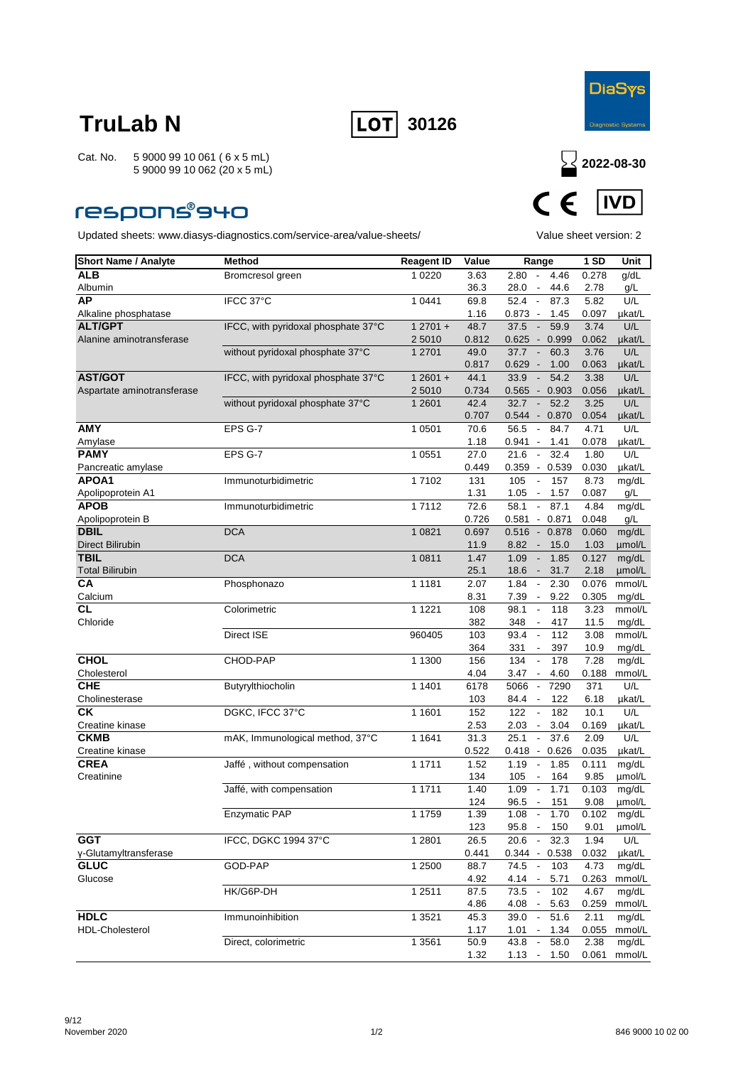# TruLab N

**LOT** 30126

Cat. No. 5 9000 99 10 061 ( 6 x 5 mL)
5 9000 99 10 062 (20 x 5 mL)

**2022-08-30**

respons®940

CE IVD

Updated sheets: www.diasys-diagnostics.com/service-area/value-sheets/

Value sheet version: 2

| Short Name / Analyte | Method | Reagent ID | Value | Range | 1 SD | Unit |
|---|---|---|---|---|---|---|
| **ALB** | Bromcresol green | 1 0220 | 3.63 | 2.80 - 4.46 | 0.278 | g/dL |
| Albumin | | | 36.3 | 28.0 - 44.6 | 2.78 | g/L |
| **AP** | IFCC 37°C | 1 0441 | 69.8 | 52.4 - 87.3 | 5.82 | U/L |
| Alkaline phosphatase | | | 1.16 | 0.873 - 1.45 | 0.097 | µkat/L |
| **ALT/GPT** | IFCC, with pyridoxal phosphate 37°C | 1 2701 + | 48.7 | 37.5 - 59.9 | 3.74 | U/L |
| Alanine aminotransferase | | 2 5010 | 0.812 | 0.625 - 0.999 | 0.062 | µkat/L |
| | without pyridoxal phosphate 37°C | 1 2701 | 49.0 | 37.7 - 60.3 | 3.76 | U/L |
| | | | 0.817 | 0.629 - 1.00 | 0.063 | µkat/L |
| **AST/GOT** | IFCC, with pyridoxal phosphate 37°C | 1 2601 + | 44.1 | 33.9 - 54.2 | 3.38 | U/L |
| Aspartate aminotransferase | | 2 5010 | 0.734 | 0.565 - 0.903 | 0.056 | µkat/L |
| | without pyridoxal phosphate 37°C | 1 2601 | 42.4 | 32.7 - 52.2 | 3.25 | U/L |
| | | | 0.707 | 0.544 - 0.870 | 0.054 | µkat/L |
| **AMY** | EPS G-7 | 1 0501 | 70.6 | 56.5 - 84.7 | 4.71 | U/L |
| Amylase | | | 1.18 | 0.941 - 1.41 | 0.078 | µkat/L |
| **PAMY** | EPS G-7 | 1 0551 | 27.0 | 21.6 - 32.4 | 1.80 | U/L |
| Pancreatic amylase | | | 0.449 | 0.359 - 0.539 | 0.030 | µkat/L |
| **APOA1** | Immunoturbidimetric | 1 7102 | 131 | 105 - 157 | 8.73 | mg/dL |
| Apolipoprotein A1 | | | 1.31 | 1.05 - 1.57 | 0.087 | g/L |
| **APOB** | Immunoturbidimetric | 1 7112 | 72.6 | 58.1 - 87.1 | 4.84 | mg/dL |
| Apolipoprotein B | | | 0.726 | 0.581 - 0.871 | 0.048 | g/L |
| **DBIL** | DCA | 1 0821 | 0.697 | 0.516 - 0.878 | 0.060 | mg/dL |
| Direct Bilirubin | | | 11.9 | 8.82 - 15.0 | 1.03 | µmol/L |
| **TBIL** | DCA | 1 0811 | 1.47 | 1.09 - 1.85 | 0.127 | mg/dL |
| Total Bilirubin | | | 25.1 | 18.6 - 31.7 | 2.18 | µmol/L |
| **CA** | Phosphonazo | 1 1181 | 2.07 | 1.84 - 2.30 | 0.076 | mmol/L |
| Calcium | | | 8.31 | 7.39 - 9.22 | 0.305 | mg/dL |
| **CL** | Colorimetric | 1 1221 | 108 | 98.1 - 118 | 3.23 | mmol/L |
| Chloride | | | 382 | 348 - 417 | 11.5 | mg/dL |
| | Direct ISE | 960405 | 103 | 93.4 - 112 | 3.08 | mmol/L |
| | | | 364 | 331 - 397 | 10.9 | mg/dL |
| **CHOL** | CHOD-PAP | 1 1300 | 156 | 134 - 178 | 7.28 | mg/dL |
| Cholesterol | | | 4.04 | 3.47 - 4.60 | 0.188 | mmol/L |
| **CHE** | Butyrylthiocholin | 1 1401 | 6178 | 5066 - 7290 | 371 | U/L |
| Cholinesterase | | | 103 | 84.4 - 122 | 6.18 | µkat/L |
| **CK** | DGKC, IFCC 37°C | 1 1601 | 152 | 122 - 182 | 10.1 | U/L |
| Creatine kinase | | | 2.53 | 2.03 - 3.04 | 0.169 | µkat/L |
| **CKMB** | mAK, Immunological method, 37°C | 1 1641 | 31.3 | 25.1 - 37.6 | 2.09 | U/L |
| Creatine kinase | | | 0.522 | 0.418 - 0.626 | 0.035 | µkat/L |
| **CREA** | Jaffé , without compensation | 1 1711 | 1.52 | 1.19 - 1.85 | 0.111 | mg/dL |
| Creatinine | | | 134 | 105 - 164 | 9.85 | µmol/L |
| | Jaffé, with compensation | 1 1711 | 1.40 | 1.09 - 1.71 | 0.103 | mg/dL |
| | | | 124 | 96.5 - 151 | 9.08 | µmol/L |
| | Enzymatic PAP | 1 1759 | 1.39 | 1.08 - 1.70 | 0.102 | mg/dL |
| | | | 123 | 95.8 - 150 | 9.01 | µmol/L |
| **GGT** | IFCC, DGKC 1994 37°C | 1 2801 | 26.5 | 20.6 - 32.3 | 1.94 | U/L |
| γ-Glutamyltransferase | | | 0.441 | 0.344 - 0.538 | 0.032 | µkat/L |
| **GLUC** | GOD-PAP | 1 2500 | 88.7 | 74.5 - 103 | 4.73 | mg/dL |
| Glucose | | | 4.92 | 4.14 - 5.71 | 0.263 | mmol/L |
| | HK/G6P-DH | 1 2511 | 87.5 | 73.5 - 102 | 4.67 | mg/dL |
| | | | 4.86 | 4.08 - 5.63 | 0.259 | mmol/L |
| **HDLC** | Immunoinhibition | 1 3521 | 45.3 | 39.0 - 51.6 | 2.11 | mg/dL |
| HDL-Cholesterol | | | 1.17 | 1.01 - 1.34 | 0.055 | mmol/L |
| | Direct, colorimetric | 1 3561 | 50.9 | 43.8 - 58.0 | 2.38 | mg/dL |
| | | | 1.32 | 1.13 - 1.50 | 0.061 | mmol/L |

November 2020

846 9000 10 02 00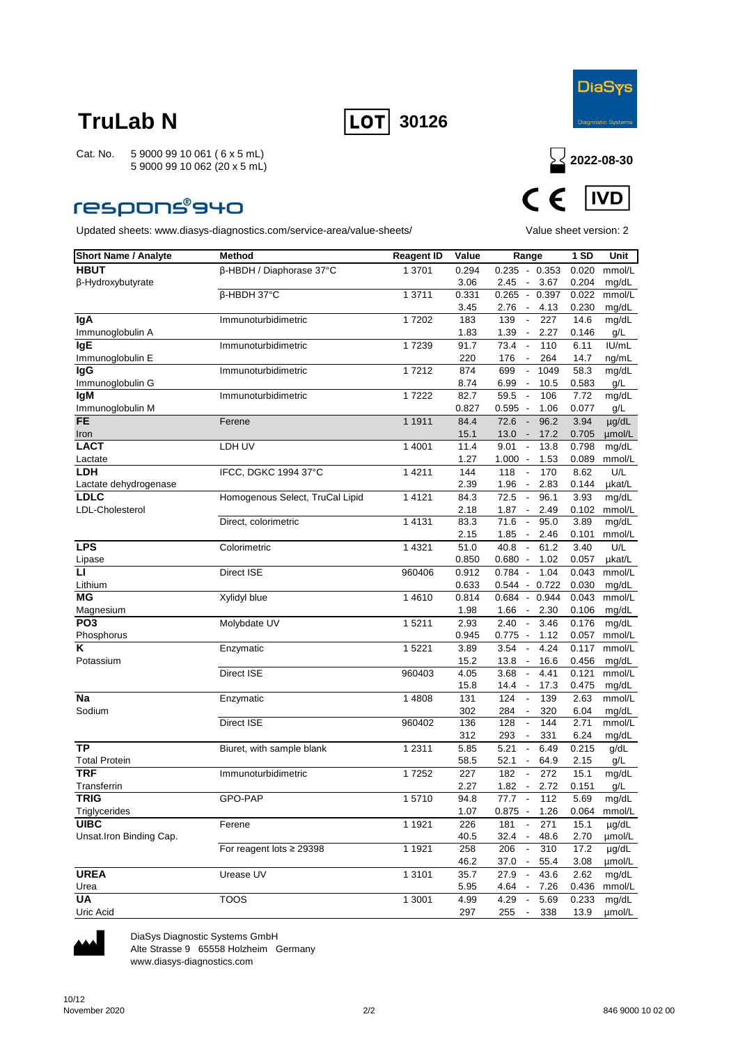# TruLab N

**LOT** 30126

DiaSys Diagnostic Systems

Cat. No. 5 9000 99 10 061 ( 6 x 5 mL)
5 9000 99 10 062 (20 x 5 mL)

2022-08-30

respons®940

CE IVD

Updated sheets: www.diasys-diagnostics.com/service-area/value-sheets/

Value sheet version: 2

| Short Name / Analyte | Method | Reagent ID | Value | Range | 1 SD | Unit |
|---|---|---|---|---|---|---|
| **HBUT** | β-HBDH / Diaphorase 37°C | 1 3701 | 0.294 | 0.235 - 0.353 | 0.020 | mmol/L |
| β-Hydroxybutyrate | | | 3.06 | 2.45 - 3.67 | 0.204 | mg/dL |
| | β-HBDH 37°C | 1 3711 | 0.331 | 0.265 - 0.397 | 0.022 | mmol/L |
| | | | 3.45 | 2.76 - 4.13 | 0.230 | mg/dL |
| **IgA** | Immunoturbidimetric | 1 7202 | 183 | 139 - 227 | 14.6 | mg/dL |
| Immunoglobulin A | | | 1.83 | 1.39 - 2.27 | 0.146 | g/L |
| **IgE** | Immunoturbidimetric | 1 7239 | 91.7 | 73.4 - 110 | 6.11 | IU/mL |
| Immunoglobulin E | | | 220 | 176 - 264 | 14.7 | ng/mL |
| **IgG** | Immunoturbidimetric | 1 7212 | 874 | 699 - 1049 | 58.3 | mg/dL |
| Immunoglobulin G | | | 8.74 | 6.99 - 10.5 | 0.583 | g/L |
| **IgM** | Immunoturbidimetric | 1 7222 | 82.7 | 59.5 - 106 | 7.72 | mg/dL |
| Immunoglobulin M | | | 0.827 | 0.595 - 1.06 | 0.077 | g/L |
| **FE** | Ferene | 1 1911 | 84.4 | 72.6 - 96.2 | 3.94 | µg/dL |
| Iron | | | 15.1 | 13.0 - 17.2 | 0.705 | µmol/L |
| **LACT** | LDH UV | 1 4001 | 11.4 | 9.01 - 13.8 | 0.798 | mg/dL |
| Lactate | | | 1.27 | 1.000 - 1.53 | 0.089 | mmol/L |
| **LDH** | IFCC, DGKC 1994 37°C | 1 4211 | 144 | 118 - 170 | 8.62 | U/L |
| Lactate dehydrogenase | | | 2.39 | 1.96 - 2.83 | 0.144 | µkat/L |
| **LDLC** | Homogenous Select, TruCal Lipid | 1 4121 | 84.3 | 72.5 - 96.1 | 3.93 | mg/dL |
| LDL-Cholesterol | | | 2.18 | 1.87 - 2.49 | 0.102 | mmol/L |
| | Direct, colorimetric | 1 4131 | 83.3 | 71.6 - 95.0 | 3.89 | mg/dL |
| | | | 2.15 | 1.85 - 2.46 | 0.101 | mmol/L |
| **LPS** | Colorimetric | 1 4321 | 51.0 | 40.8 - 61.2 | 3.40 | U/L |
| Lipase | | | 0.850 | 0.680 - 1.02 | 0.057 | µkat/L |
| **LI** | Direct ISE | 960406 | 0.912 | 0.784 - 1.04 | 0.043 | mmol/L |
| Lithium | | | 0.633 | 0.544 - 0.722 | 0.030 | mg/dL |
| **MG** | Xylidyl blue | 1 4610 | 0.814 | 0.684 - 0.944 | 0.043 | mmol/L |
| Magnesium | | | 1.98 | 1.66 - 2.30 | 0.106 | mg/dL |
| **PO3** | Molybdate UV | 1 5211 | 2.93 | 2.40 - 3.46 | 0.176 | mg/dL |
| Phosphorus | | | 0.945 | 0.775 - 1.12 | 0.057 | mmol/L |
| **K** | Enzymatic | 1 5221 | 3.89 | 3.54 - 4.24 | 0.117 | mmol/L |
| Potassium | | | 15.2 | 13.8 - 16.6 | 0.456 | mg/dL |
| | Direct ISE | 960403 | 4.05 | 3.68 - 4.41 | 0.121 | mmol/L |
| | | | 15.8 | 14.4 - 17.3 | 0.475 | mg/dL |
| **Na** | Enzymatic | 1 4808 | 131 | 124 - 139 | 2.63 | mmol/L |
| Sodium | | | 302 | 284 - 320 | 6.04 | mg/dL |
| | Direct ISE | 960402 | 136 | 128 - 144 | 2.71 | mmol/L |
| | | | 312 | 293 - 331 | 6.24 | mg/dL |
| **TP** | Biuret, with sample blank | 1 2311 | 5.85 | 5.21 - 6.49 | 0.215 | g/dL |
| Total Protein | | | 58.5 | 52.1 - 64.9 | 2.15 | g/L |
| **TRF** | Immunoturbidimetric | 1 7252 | 227 | 182 - 272 | 15.1 | mg/dL |
| Transferrin | | | 2.27 | 1.82 - 2.72 | 0.151 | g/L |
| **TRIG** | GPO-PAP | 1 5710 | 94.8 | 77.7 - 112 | 5.69 | mg/dL |
| Triglycerides | | | 1.07 | 0.875 - 1.26 | 0.064 | mmol/L |
| **UIBC** | Ferene | 1 1921 | 226 | 181 - 271 | 15.1 | µg/dL |
| Unsat.Iron Binding Cap. | | | 40.5 | 32.4 - 48.6 | 2.70 | µmol/L |
| | For reagent lots ≥ 29398 | 1 1921 | 258 | 206 - 310 | 17.2 | µg/dL |
| | | | 46.2 | 37.0 - 55.4 | 3.08 | µmol/L |
| **UREA** | Urease UV | 1 3101 | 35.7 | 27.9 - 43.6 | 2.62 | mg/dL |
| Urea | | | 5.95 | 4.64 - 7.26 | 0.436 | mmol/L |
| **UA** | TOOS | 1 3001 | 4.99 | 4.29 - 5.69 | 0.233 | mg/dL |
| Uric Acid | | | 297 | 255 - 338 | 13.9 | µmol/L |

DiaSys Diagnostic Systems GmbH
Alte Strasse 9 65558 Holzheim Germany
www.diasys-diagnostics.com

November 2020

846 9000 10 02 00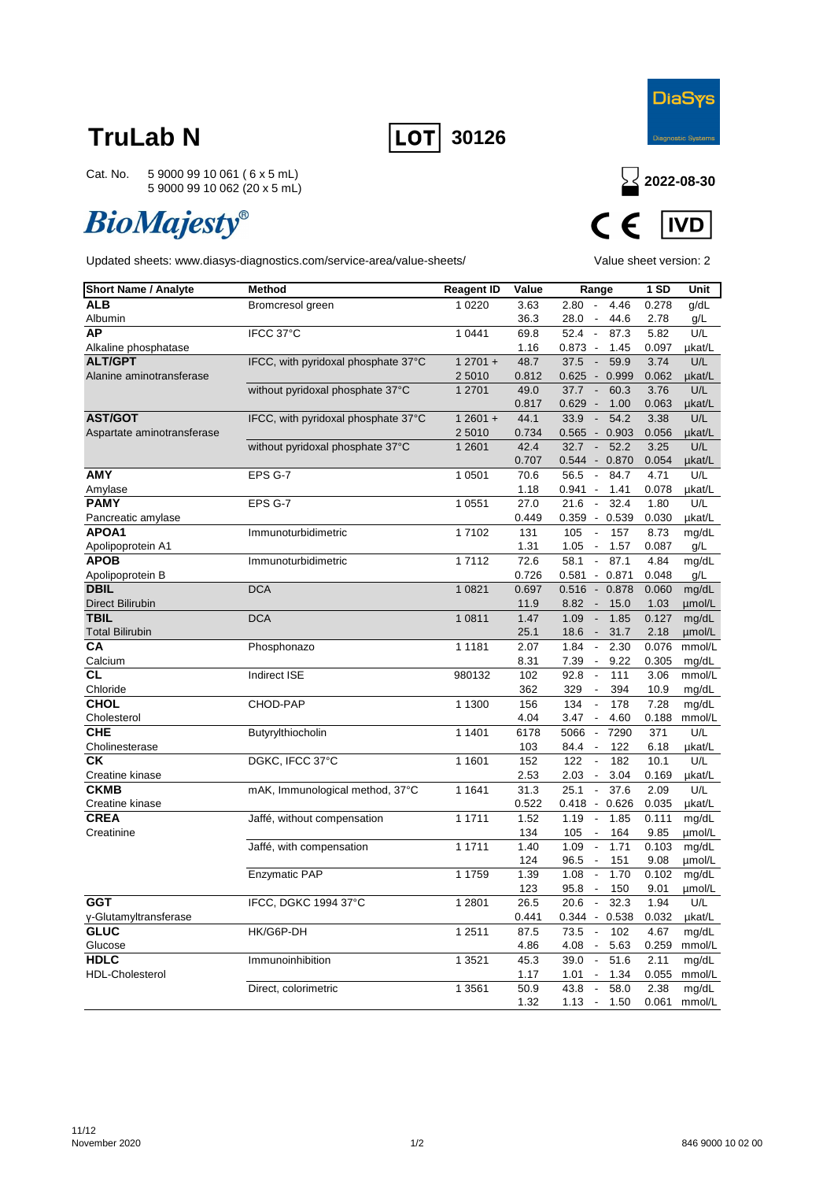# TruLab N

**LOT** 30126

DiaSys Diagnostic Systems

Cat. No. 5 9000 99 10 061 ( 6 x 5 mL)
5 9000 99 10 062 (20 x 5 mL)

2022-08-30

*BioMajesty®*

CE IVD

Updated sheets: www.diasys-diagnostics.com/service-area/value-sheets/

Value sheet version: 2

| Short Name / Analyte | Method | Reagent ID | Value | Range | 1 SD | Unit |
|---|---|---|---|---|---|---|
| **ALB** | Bromcresol green | 1 0220 | 3.63 | 2.80 - 4.46 | 0.278 | g/dL |
| Albumin | | | 36.3 | 28.0 - 44.6 | 2.78 | g/L |
| **AP** | IFCC 37°C | 1 0441 | 69.8 | 52.4 - 87.3 | 5.82 | U/L |
| Alkaline phosphatase | | | 1.16 | 0.873 - 1.45 | 0.097 | µkat/L |
| **ALT/GPT** | IFCC, with pyridoxal phosphate 37°C | 1 2701 + | 48.7 | 37.5 - 59.9 | 3.74 | U/L |
| Alanine aminotransferase | | 2 5010 | 0.812 | 0.625 - 0.999 | 0.062 | µkat/L |
| | without pyridoxal phosphate 37°C | 1 2701 | 49.0 | 37.7 - 60.3 | 3.76 | U/L |
| | | | 0.817 | 0.629 - 1.00 | 0.063 | µkat/L |
| **AST/GOT** | IFCC, with pyridoxal phosphate 37°C | 1 2601 + | 44.1 | 33.9 - 54.2 | 3.38 | U/L |
| Aspartate aminotransferase | | 2 5010 | 0.734 | 0.565 - 0.903 | 0.056 | µkat/L |
| | without pyridoxal phosphate 37°C | 1 2601 | 42.4 | 32.7 - 52.2 | 3.25 | U/L |
| | | | 0.707 | 0.544 - 0.870 | 0.054 | µkat/L |
| **AMY** | EPS G-7 | 1 0501 | 70.6 | 56.5 - 84.7 | 4.71 | U/L |
| Amylase | | | 1.18 | 0.941 - 1.41 | 0.078 | µkat/L |
| **PAMY** | EPS G-7 | 1 0551 | 27.0 | 21.6 - 32.4 | 1.80 | U/L |
| Pancreatic amylase | | | 0.449 | 0.359 - 0.539 | 0.030 | µkat/L |
| **APOA1** | Immunoturbidimetric | 1 7102 | 131 | 105 - 157 | 8.73 | mg/dL |
| Apolipoprotein A1 | | | 1.31 | 1.05 - 1.57 | 0.087 | g/L |
| **APOB** | Immunoturbidimetric | 1 7112 | 72.6 | 58.1 - 87.1 | 4.84 | mg/dL |
| Apolipoprotein B | | | 0.726 | 0.581 - 0.871 | 0.048 | g/L |
| **DBIL** | DCA | 1 0821 | 0.697 | 0.516 - 0.878 | 0.060 | mg/dL |
| Direct Bilirubin | | | 11.9 | 8.82 - 15.0 | 1.03 | µmol/L |
| **TBIL** | DCA | 1 0811 | 1.47 | 1.09 - 1.85 | 0.127 | mg/dL |
| Total Bilirubin | | | 25.1 | 18.6 - 31.7 | 2.18 | µmol/L |
| **CA** | Phosphonazo | 1 1181 | 2.07 | 1.84 - 2.30 | 0.076 | mmol/L |
| Calcium | | | 8.31 | 7.39 - 9.22 | 0.305 | mg/dL |
| **CL** | Indirect ISE | 980132 | 102 | 92.8 - 111 | 3.06 | mmol/L |
| Chloride | | | 362 | 329 - 394 | 10.9 | mg/dL |
| **CHOL** | CHOD-PAP | 1 1300 | 156 | 134 - 178 | 7.28 | mg/dL |
| Cholesterol | | | 4.04 | 3.47 - 4.60 | 0.188 | mmol/L |
| **CHE** | Butyrylthiocholin | 1 1401 | 6178 | 5066 - 7290 | 371 | U/L |
| Cholinesterase | | | 103 | 84.4 - 122 | 6.18 | µkat/L |
| **CK** | DGKC, IFCC 37°C | 1 1601 | 152 | 122 - 182 | 10.1 | U/L |
| Creatine kinase | | | 2.53 | 2.03 - 3.04 | 0.169 | µkat/L |
| **CKMB** | mAK, Immunological method, 37°C | 1 1641 | 31.3 | 25.1 - 37.6 | 2.09 | U/L |
| Creatine kinase | | | 0.522 | 0.418 - 0.626 | 0.035 | µkat/L |
| **CREA** | Jaffé, without compensation | 1 1711 | 1.52 | 1.19 - 1.85 | 0.111 | mg/dL |
| Creatinine | | | 134 | 105 - 164 | 9.85 | µmol/L |
| | Jaffé, with compensation | 1 1711 | 1.40 | 1.09 - 1.71 | 0.103 | mg/dL |
| | | | 124 | 96.5 - 151 | 9.08 | µmol/L |
| | Enzymatic PAP | 1 1759 | 1.39 | 1.08 - 1.70 | 0.102 | mg/dL |
| | | | 123 | 95.8 - 150 | 9.01 | µmol/L |
| **GGT** | IFCC, DGKC 1994 37°C | 1 2801 | 26.5 | 20.6 - 32.3 | 1.94 | U/L |
| γ-Glutamyltransferase | | | 0.441 | 0.344 - 0.538 | 0.032 | µkat/L |
| **GLUC** | HK/G6P-DH | 1 2511 | 87.5 | 73.5 - 102 | 4.67 | mg/dL |
| Glucose | | | 4.86 | 4.08 - 5.63 | 0.259 | mmol/L |
| **HDLC** | Immunoinhibition | 1 3521 | 45.3 | 39.0 - 51.6 | 2.11 | mg/dL |
| HDL-Cholesterol | | | 1.17 | 1.01 - 1.34 | 0.055 | mmol/L |
| | Direct, colorimetric | 1 3561 | 50.9 | 43.8 - 58.0 | 2.38 | mg/dL |
| | | | 1.32 | 1.13 - 1.50 | 0.061 | mmol/L |

November 2020

846 9000 10 02 00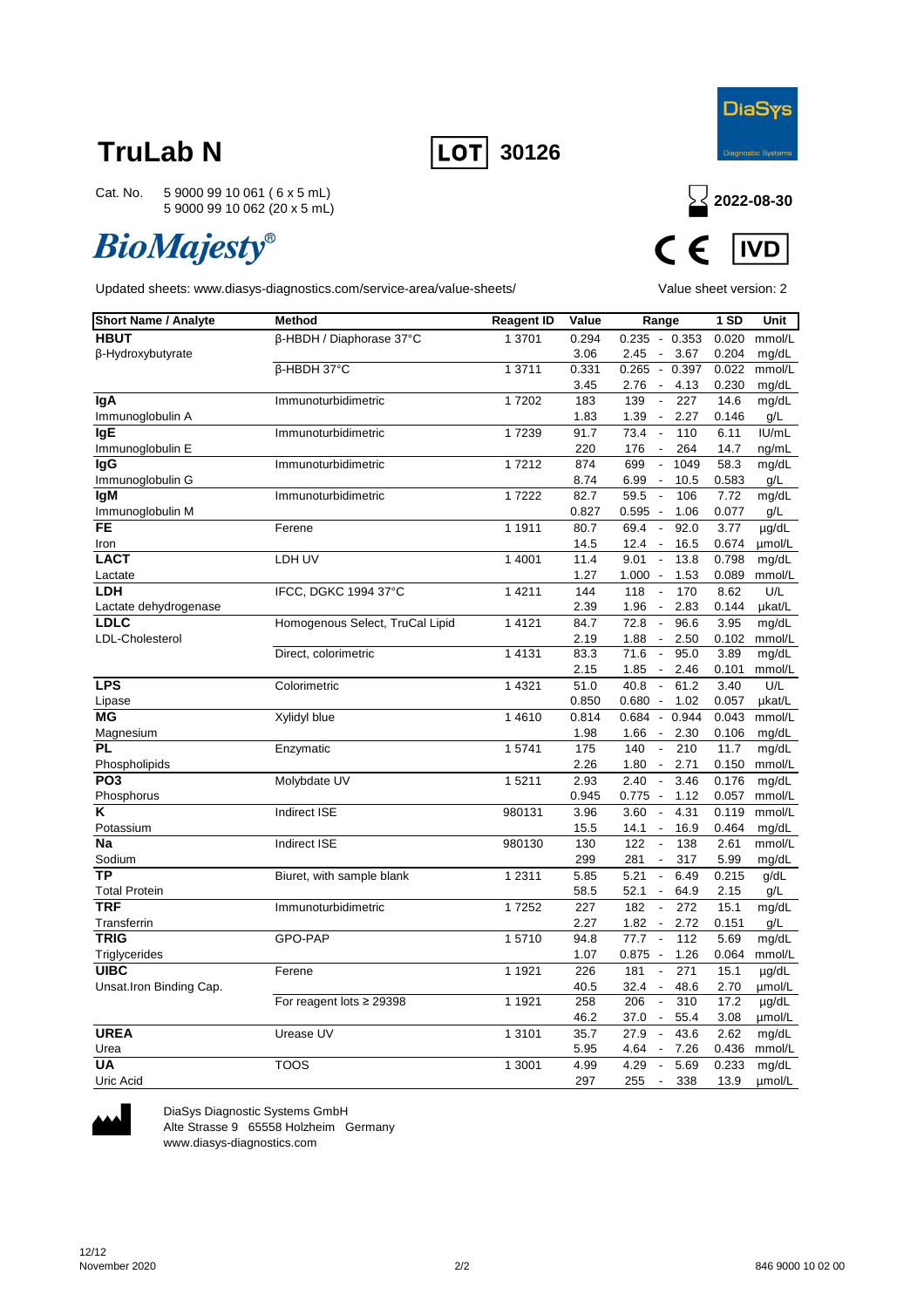# TruLab N

**LOT** 30126

Cat. No. 5 9000 99 10 061 ( 6 x 5 mL)
5 9000 99 10 062 (20 x 5 mL)

*BioMajesty®*

DiaSys Diagnostic Systems

2022-08-30

CE IVD

Updated sheets: www.diasys-diagnostics.com/service-area/value-sheets/

Value sheet version: 2

| Short Name / Analyte | Method | Reagent ID | Value | Range | 1 SD | Unit |
|---|---|---|---|---|---|---|
| **HBUT** | β-HBDH / Diaphorase 37°C | 1 3701 | 0.294 | 0.235 - 0.353 | 0.020 | mmol/L |
| β-Hydroxybutyrate | | | 3.06 | 2.45 - 3.67 | 0.204 | mg/dL |
| | β-HBDH 37°C | 1 3711 | 0.331 | 0.265 - 0.397 | 0.022 | mmol/L |
| | | | 3.45 | 2.76 - 4.13 | 0.230 | mg/dL |
| **IgA** | Immunoturbidimetric | 1 7202 | 183 | 139 - 227 | 14.6 | mg/dL |
| Immunoglobulin A | | | 1.83 | 1.39 - 2.27 | 0.146 | g/L |
| **IgE** | Immunoturbidimetric | 1 7239 | 91.7 | 73.4 - 110 | 6.11 | IU/mL |
| Immunoglobulin E | | | 220 | 176 - 264 | 14.7 | ng/mL |
| **IgG** | Immunoturbidimetric | 1 7212 | 874 | 699 - 1049 | 58.3 | mg/dL |
| Immunoglobulin G | | | 8.74 | 6.99 - 10.5 | 0.583 | g/L |
| **IgM** | Immunoturbidimetric | 1 7222 | 82.7 | 59.5 - 106 | 7.72 | mg/dL |
| Immunoglobulin M | | | 0.827 | 0.595 - 1.06 | 0.077 | g/L |
| **FE** | Ferene | 1 1911 | 80.7 | 69.4 - 92.0 | 3.77 | µg/dL |
| Iron | | | 14.5 | 12.4 - 16.5 | 0.674 | µmol/L |
| **LACT** | LDH UV | 1 4001 | 11.4 | 9.01 - 13.8 | 0.798 | mg/dL |
| Lactate | | | 1.27 | 1.000 - 1.53 | 0.089 | mmol/L |
| **LDH** | IFCC, DGKC 1994 37°C | 1 4211 | 144 | 118 - 170 | 8.62 | U/L |
| Lactate dehydrogenase | | | 2.39 | 1.96 - 2.83 | 0.144 | µkat/L |
| **LDLC** | Homogenous Select, TruCal Lipid | 1 4121 | 84.7 | 72.8 - 96.6 | 3.95 | mg/dL |
| LDL-Cholesterol | | | 2.19 | 1.88 - 2.50 | 0.102 | mmol/L |
| | Direct, colorimetric | 1 4131 | 83.3 | 71.6 - 95.0 | 3.89 | mg/dL |
| | | | 2.15 | 1.85 - 2.46 | 0.101 | mmol/L |
| **LPS** | Colorimetric | 1 4321 | 51.0 | 40.8 - 61.2 | 3.40 | U/L |
| Lipase | | | 0.850 | 0.680 - 1.02 | 0.057 | µkat/L |
| **MG** | Xylidyl blue | 1 4610 | 0.814 | 0.684 - 0.944 | 0.043 | mmol/L |
| Magnesium | | | 1.98 | 1.66 - 2.30 | 0.106 | mg/dL |
| **PL** | Enzymatic | 1 5741 | 175 | 140 - 210 | 11.7 | mg/dL |
| Phospholipids | | | 2.26 | 1.80 - 2.71 | 0.150 | mmol/L |
| **PO3** | Molybdate UV | 1 5211 | 2.93 | 2.40 - 3.46 | 0.176 | mg/dL |
| Phosphorus | | | 0.945 | 0.775 - 1.12 | 0.057 | mmol/L |
| **K** | Indirect ISE | 980131 | 3.96 | 3.60 - 4.31 | 0.119 | mmol/L |
| Potassium | | | 15.5 | 14.1 - 16.9 | 0.464 | mg/dL |
| **Na** | Indirect ISE | 980130 | 130 | 122 - 138 | 2.61 | mmol/L |
| Sodium | | | 299 | 281 - 317 | 5.99 | mg/dL |
| **TP** | Biuret, with sample blank | 1 2311 | 5.85 | 5.21 - 6.49 | 0.215 | g/dL |
| Total Protein | | | 58.5 | 52.1 - 64.9 | 2.15 | g/L |
| **TRF** | Immunoturbidimetric | 1 7252 | 227 | 182 - 272 | 15.1 | mg/dL |
| Transferrin | | | 2.27 | 1.82 - 2.72 | 0.151 | g/L |
| **TRIG** | GPO-PAP | 1 5710 | 94.8 | 77.7 - 112 | 5.69 | mg/dL |
| Triglycerides | | | 1.07 | 0.875 - 1.26 | 0.064 | mmol/L |
| **UIBC** | Ferene | 1 1921 | 226 | 181 - 271 | 15.1 | µg/dL |
| Unsat.Iron Binding Cap. | | | 40.5 | 32.4 - 48.6 | 2.70 | µmol/L |
| | For reagent lots ≥ 29398 | 1 1921 | 258 | 206 - 310 | 17.2 | µg/dL |
| | | | 46.2 | 37.0 - 55.4 | 3.08 | µmol/L |
| **UREA** | Urease UV | 1 3101 | 35.7 | 27.9 - 43.6 | 2.62 | mg/dL |
| Urea | | | 5.95 | 4.64 - 7.26 | 0.436 | mmol/L |
| **UA** | TOOS | 1 3001 | 4.99 | 4.29 - 5.69 | 0.233 | mg/dL |
| Uric Acid | | | 297 | 255 - 338 | 13.9 | µmol/L |

DiaSys Diagnostic Systems GmbH
Alte Strasse 9 65558 Holzheim Germany
www.diasys-diagnostics.com

November 2020

846 9000 10 02 00